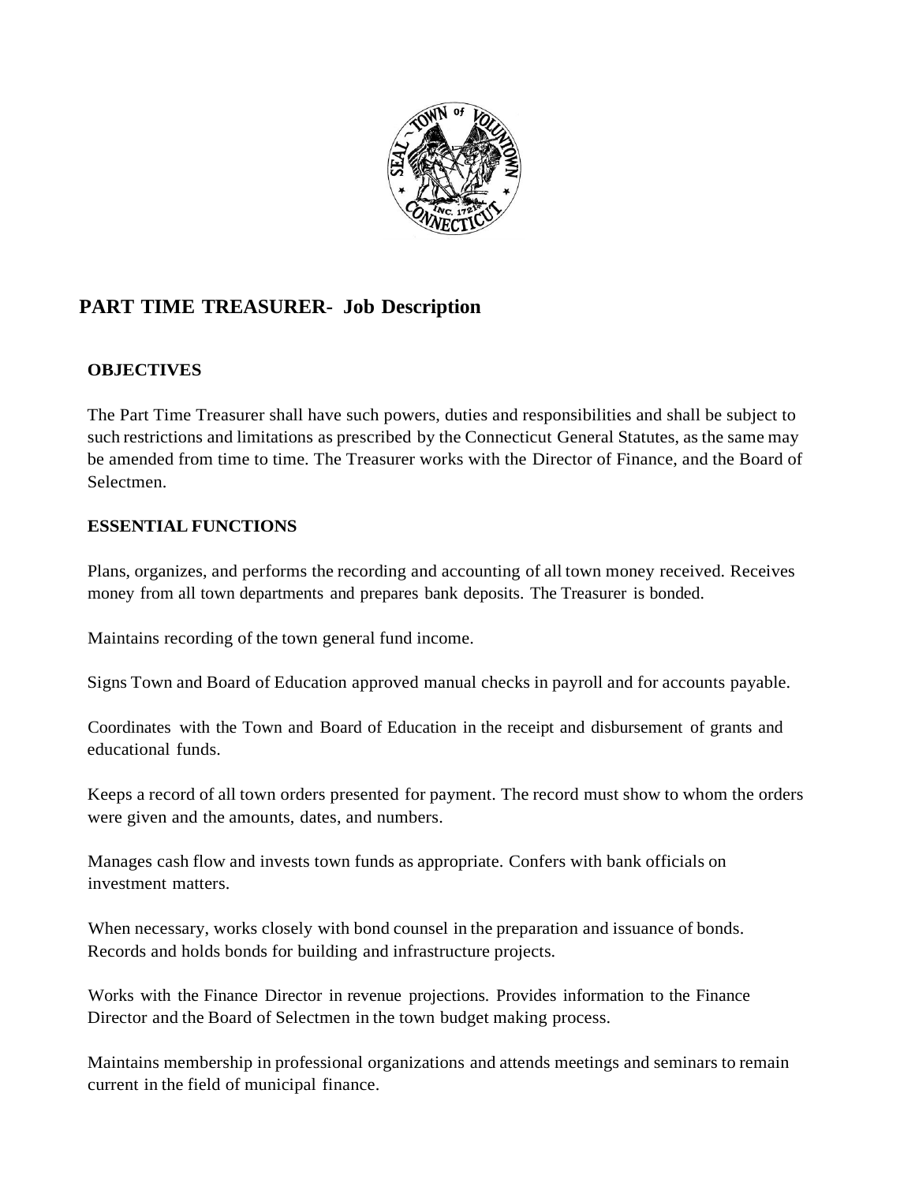# PART TIME TREASURER- Job Description

## OBJECTIVES

The Part Time Treasurer shall have such powers, duties and responsibilities and shall be subject to such restrictions and limitations as prescribed by the Connecticut General Statutes, as the same may be amended from time to time. The Treasurer works with the Director of Finance, and the Board of Selectmen.

## ESSENTIAL FUNCTIONS

Plans, organizes, and performs the recording and accounting of all town money received. Receives money from all town departments and prepares bank deposits. The Treasurer is bonded.

Maintains recording of the town general fund income.

Signs Town and Board of Education approved manual checks in payroll and for accounts payable.

Coordinates with the Town and Board of Education in the receipt and disbursement of grants and educational funds.

Keeps a record of all town orders presented for payment. The record must show to whom the orders were given and the amounts, dates, and numbers.

Manages cash flow and invests town funds as appropriate. Confers with bank officials on investment matters.

When necessary, works closely with bond counsel in the preparation and issuance of bonds. Records and holds bonds for building and infrastructure projects.

Works with the Finance Director in revenue projections. Provides information to the Finance Director and the Board of Selectmen in the town budget making process.

Maintains membership in professional organizations and attends meetings and seminars to remain current in the field of municipal finance.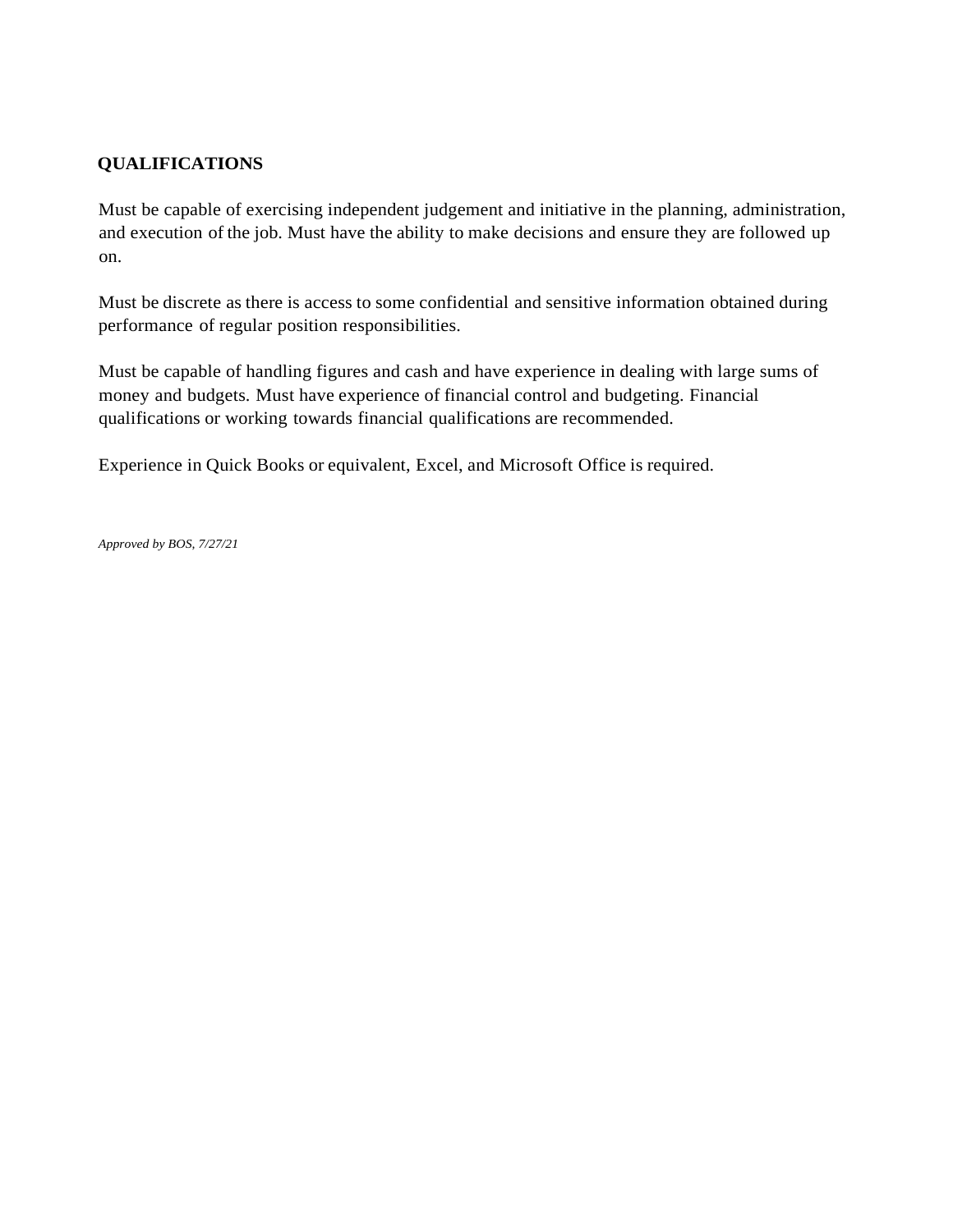## QUALIFICATIONS

Must be capable of exercising independent judgement and initiative in the planning, administration, and execution of the job. Must have the ability to make decisions and ensure they are followed up on.

Must be discrete as there is access to some confidential and sensitive information obtained during performance of regular position responsibilities.

Must be capable of handling figures and cash and have experience in dealing with large sums of money and budgets. Must have experience of financial control and budgeting. Financial qualifications or working towards financial qualifications are recommended.

Experience in Quick Books or equivalent, Excel, and Microsoft Office is required.

*Approved by BOS, 7/27/21*